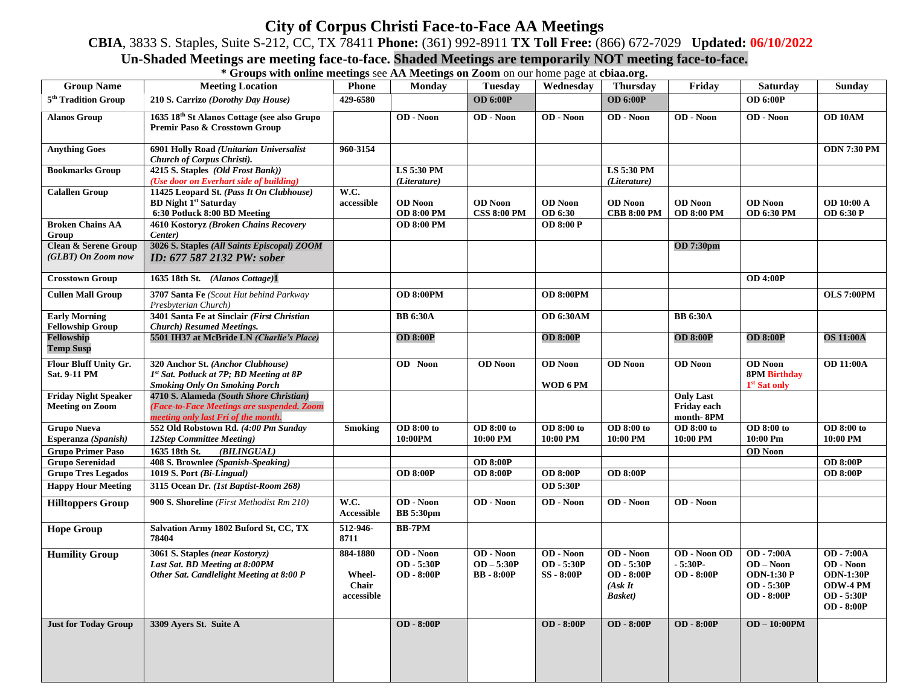# City of Corpus Christi Face-to-Face AA Meetings

**CBIA**, 3833 S. Staples, Suite S-212, CC, TX 78411 **Phone:** (361) 992-8911 **TX Toll Free:** (866) 672-7029 **Updated: 06/10/2022**

**Un-Shaded Meetings are meeting face-to-face. Shaded Meetings are temporarily NOT meeting face-to-face.**

**\* Groups with online meetings** see **AA Meetings on Zoom** on our home page at **cbiaa.org.**

| Group Name | Meeting Location | Phone | Monday | Tuesday | Wednesday | Thursday | Friday | Saturday | Sunday |
|---|---|---|---|---|---|---|---|---|---|
| 5th Tradition Group | 210 S. Carrizo *(Dorothy Day House)* | 429-6580 | | OD 6:00P | | OD 6:00P | | OD 6:00P | |
| Alanos Group | 1635 18th St Alanos Cottage (see also Grupo Premir Paso & Crosstown Group | | OD - Noon | OD - Noon | OD - Noon | OD - Noon | OD - Noon | OD - Noon | OD 10AM |
| Anything Goes | 6901 Holly Road *(Unitarian Universalist Church of Corpus Christi).* | 960-3154 | | | | | | | ODN 7:30 PM |
| Bookmarks Group | 4215 S. Staples *(Old Frost Bank))* *(Use door on Everhart side of building)* | | LS 5:30 PM *(Literature)* | | | LS 5:30 PM *(Literature)* | | | |
| Calallen Group | 11425 Leopard St. *(Pass It On Clubhouse)* BD Night 1st Saturday 6:30 Potluck 8:00 BD Meeting | W.C. accessible | OD Noon OD 8:00 PM | OD Noon CSS 8:00 PM | OD Noon OD 6:30 | OD Noon CBB 8:00 PM | OD Noon OD 8:00 PM | OD Noon OD 6:30 PM | OD 10:00 A OD 6:30 P |
| Broken Chains AA Group | 4610 Kostoryz *(Broken Chains Recovery Center)* | | OD 8:00 PM | | OD 8:00 P | | | | |
| Clean & Serene Group *(GLBT) On Zoom now* | 3026 S. Staples *(All Saints Episcopal) ZOOM* *ID: 677 587 2132 PW: sober* | | | | | | OD 7:30pm | | |
| Crosstown Group | 1635 18th St. *(Alanos Cottage)*1 | | | | | | | OD 4:00P | |
| Cullen Mall Group | 3707 Santa Fe *(Scout Hut behind Parkway Presbyterian Church)* | | OD 8:00PM | | OD 8:00PM | | | | OLS 7:00PM |
| Early Morning Fellowship Group | 3401 Santa Fe at Sinclair *(First Christian Church) Resumed Meetings.* | | BB 6:30A | | OD 6:30AM | | BB 6:30A | | |
| Fellowship Temp Susp | 5501 IH37 at McBride LN *(Charlie's Place)* | | OD 8:00P | | OD 8:00P | | OD 8:00P | OD 8:00P | OS 11:00A |
| Flour Bluff Unity Gr. Sat. 9-11 PM | 320 Anchor St. *(Anchor Clubhouse)* *1st Sat. Potluck at 7P; BD Meeting at 8P* *Smoking Only On Smoking Porch* | | OD Noon | OD Noon | OD Noon WOD 6 PM | OD Noon | OD Noon | OD Noon 8PM Birthday 1st Sat only | OD 11:00A |
| Friday Night Speaker Meeting on Zoom | 4710 S. Alameda *(South Shore Christian)* *(Face-to-Face Meetings are suspended. Zoom meeting only last Fri of the month.* | | | | | | Only Last Friday each month- 8PM | | |
| Grupo Nueva Esperanza *(Spanish)* | 552 Old Robstown Rd. *(4:00 Pm Sunday 12Step Committee Meeting)* | Smoking | OD 8:00 to 10:00PM | OD 8:00 to 10:00 PM | OD 8:00 to 10:00 PM | OD 8:00 to 10:00 PM | OD 8:00 to 10:00 PM | OD 8:00 to 10:00 Pm | OD 8:00 to 10:00 PM |
| Grupo Primer Paso | 1635 18th St. *(BILINGUAL)* | | | | | | | OD Noon | |
| Grupo Serenidad | 408 S. Brownlee *(Spanish-Speaking)* | | | OD 8:00P | | | | | OD 8:00P |
| Grupo Tres Legados | 1019 S. Port *(Bi-Lingual)* | | OD 8:00P | OD 8:00P | OD 8:00P | OD 8:00P | | | OD 8:00P |
| Happy Hour Meeting | 3115 Ocean Dr. *(1st Baptist-Room 268)* | | | | OD 5:30P | | | | |
| Hilltoppers Group | 900 S. Shoreline *(First Methodist Rm 210)* | W.C. Accessible | OD - Noon BB 5:30pm | OD - Noon | OD - Noon | OD - Noon | OD - Noon | | |
| Hope Group | Salvation Army 1802 Buford St, CC, TX 78404 | 512-946-8711 | BB-7PM | | | | | | |
| Humility Group | 3061 S. Staples *(near Kostoryz)* *Last Sat. BD Meeting at 8:00PM* *Other Sat. Candlelight Meeting at 8:00 P* | 884-1880 Wheel-Chair accessible | OD - Noon OD - 5:30P OD - 8:00P | OD - Noon OD – 5:30P BB - 8:00P | OD - Noon OD - 5:30P SS - 8:00P | OD - Noon OD - 5:30P OD - 8:00P *(Ask It Basket)* | OD - Noon OD - 5:30P- OD - 8:00P | OD - 7:00A OD – Noon ODN-1:30 P OD - 5:30P OD - 8:00P | OD - 7:00A OD - Noon ODN-1:30P ODW-4 PM OD - 5:30P OD - 8:00P |
| Just for Today Group | 3309 Ayers St. Suite A | | OD - 8:00P | | OD - 8:00P | OD - 8:00P | OD - 8:00P | OD – 10:00PM | |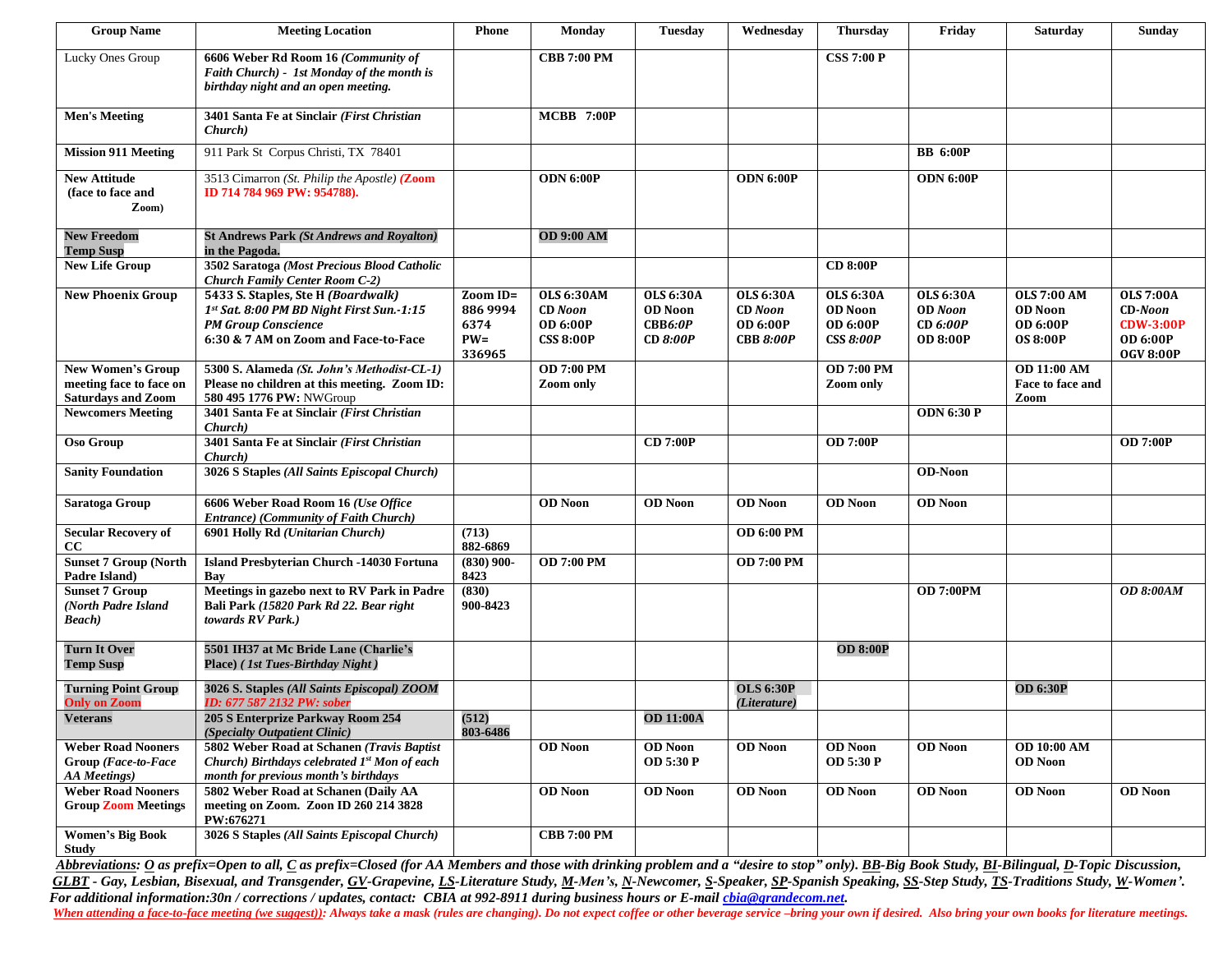| Group Name | Meeting Location | Phone | Monday | Tuesday | Wednesday | Thursday | Friday | Saturday | Sunday |
|---|---|---|---|---|---|---|---|---|---|
| Lucky Ones Group | **6606 Weber Rd Room 16** ***(Community of Faith Church) - 1st Monday of the month is birthday night and an open meeting.*** | | **CBB 7:00 PM** | | | **CSS 7:00 P** | | | |
| **Men's Meeting** | **3401 Santa Fe at Sinclair** ***(First Christian Church)*** | | **MCBB 7:00P** | | | | | | |
| **Mission 911 Meeting** | 911 Park St Corpus Christi, TX 78401 | | | | | | **BB 6:00P** | | |
| **New Attitude (face to face and Zoom)** | 3513 Cimarron *(St. Philip the Apostle)* **(Zoom ID 714 784 969 PW: 954788).** | | **ODN 6:00P** | | **ODN 6:00P** | | **ODN 6:00P** | | |
| **New Freedom Temp Susp** | **St Andrews Park** ***(St Andrews and Royalton)*** **in the Pagoda.** | | **OD 9:00 AM** | | | | | | |
| **New Life Group** | **3502 Saratoga** ***(Most Precious Blood Catholic Church Family Center Room C-2)*** | | | | | **CD 8:00P** | | | |
| **New Phoenix Group** | **5433 S. Staples, Ste H** ***(Boardwalk) 1st Sat. 8:00 PM BD Night First Sun.-1:15 PM Group Conscience*** **6:30 & 7 AM on Zoom and Face-to-Face** | **Zoom ID= 886 9994 6374 PW= 336965** | **OLS 6:30AM CD** ***Noon*** **OD 6:00P CSS 8:00P** | **OLS 6:30A OD Noon CBB*6:0P* CD *8:00P*** | **OLS 6:30A CD *Noon* OD 6:00P CBB *8:00P*** | **OLS 6:30A OD Noon OD 6:00P CSS *8:00P*** | **OLS 6:30A OD *Noon* CD *6:00P* OD 8:00P** | **OLS 7:00 AM OD Noon OD 6:00P OS 8:00P** | **OLS 7:00A CD-*Noon* CDW-3:00P OD 6:00P OGV 8:00P** |
| **New Women's Group meeting face to face on Saturdays and Zoom** | **5300 S. Alameda** ***(St. John's Methodist-CL-1)*** **Please no children at this meeting. Zoom ID: 580 495 1776 PW:** NWGroup | | **OD 7:00 PM Zoom only** | | | **OD 7:00 PM Zoom only** | | **OD 11:00 AM Face to face and Zoom** | |
| **Newcomers Meeting** | **3401 Santa Fe at Sinclair** ***(First Christian Church)*** | | | | | | **ODN 6:30 P** | | |
| **Oso Group** | **3401 Santa Fe at Sinclair** ***(First Christian Church)*** | | | **CD 7:00P** | | **OD 7:00P** | | | **OD 7:00P** |
| **Sanity Foundation** | **3026 S Staples** ***(All Saints Episcopal Church)*** | | | | | | **OD-Noon** | | |
| **Saratoga Group** | **6606 Weber Road Room 16** ***(Use Office Entrance) (Community of Faith Church)*** | | **OD Noon** | **OD Noon** | **OD Noon** | **OD Noon** | **OD Noon** | | |
| **Secular Recovery of CC** | **6901 Holly Rd** ***(Unitarian Church)*** | **(713) 882-6869** | | | **OD 6:00 PM** | | | | |
| **Sunset 7 Group (North Padre Island)** | **Island Presbyterian Church -14030 Fortuna Bay** | **(830) 900-8423** | **OD 7:00 PM** | | **OD 7:00 PM** | | | | |
| **Sunset 7 Group** ***(North Padre Island Beach)*** | **Meetings in gazebo next to RV Park in Padre Bali Park** ***(15820 Park Rd 22. Bear right towards RV Park.)*** | **(830) 900-8423** | | | | | **OD 7:00PM** | | ***OD 8:00AM*** |
| **Turn It Over Temp Susp** | **5501 IH37 at Mc Bride Lane (Charlie's Place)** ***( 1st Tues-Birthday Night )*** | | | | | **OD 8:00P** | | | |
| **Turning Point Group Only on Zoom** | **3026 S. Staples** ***(All Saints Episcopal)*** ***ZOOM ID: 677 587 2132 PW: sober*** | | | | **OLS 6:30P** ***(Literature)*** | | | **OD 6:30P** | |
| **Veterans** | **205 S Enterprize Parkway Room 254** ***(Specialty Outpatient Clinic)*** | **(512) 803-6486** | | **OD 11:00A** | | | | | |
| **Weber Road Nooners Group** ***(Face-to-Face AA Meetings)*** | **5802 Weber Road at Schanen** ***(Travis Baptist Church) Birthdays celebrated 1st Mon of each month for previous month's birthdays*** | | **OD Noon** | **OD Noon OD 5:30 P** | **OD Noon** | **OD Noon OD 5:30 P** | **OD Noon** | **OD 10:00 AM OD Noon** | |
| **Weber Road Nooners Group Zoom Meetings** | **5802 Weber Road at Schanen (Daily AA meeting on Zoom. Zoon ID 260 214 3828 PW:676271** | | **OD Noon** | **OD Noon** | **OD Noon** | **OD Noon** | **OD Noon** | **OD Noon** | **OD Noon** |
| **Women's Big Book Study** | **3026 S Staples** ***(All Saints Episcopal Church)*** | | **CBB 7:00 PM** | | | | | | |

***Abbreviations: O as prefix=Open to all, C as prefix=Closed (for AA Members and those with drinking problem and a "desire to stop" only). BB-Big Book Study, BI-Bilingual, D-Topic Discussion, GLBT - Gay, Lesbian, Bisexual, and Transgender, GV-Grapevine, LS-Literature Study, M-Men's, N-Newcomer, S-Speaker, SP-Spanish Speaking, SS-Step Study, TS-Traditions Study, W-Women'. For additional information:30n / corrections / updates, contact: CBIA at 992-8911 during business hours or E-mail cbia@grandecom.net.***

***When attending a face-to-face meeting (we suggest)): Always take a mask (rules are changing). Do not expect coffee or other beverage service –bring your own if desired. Also bring your own books for literature meetings.***